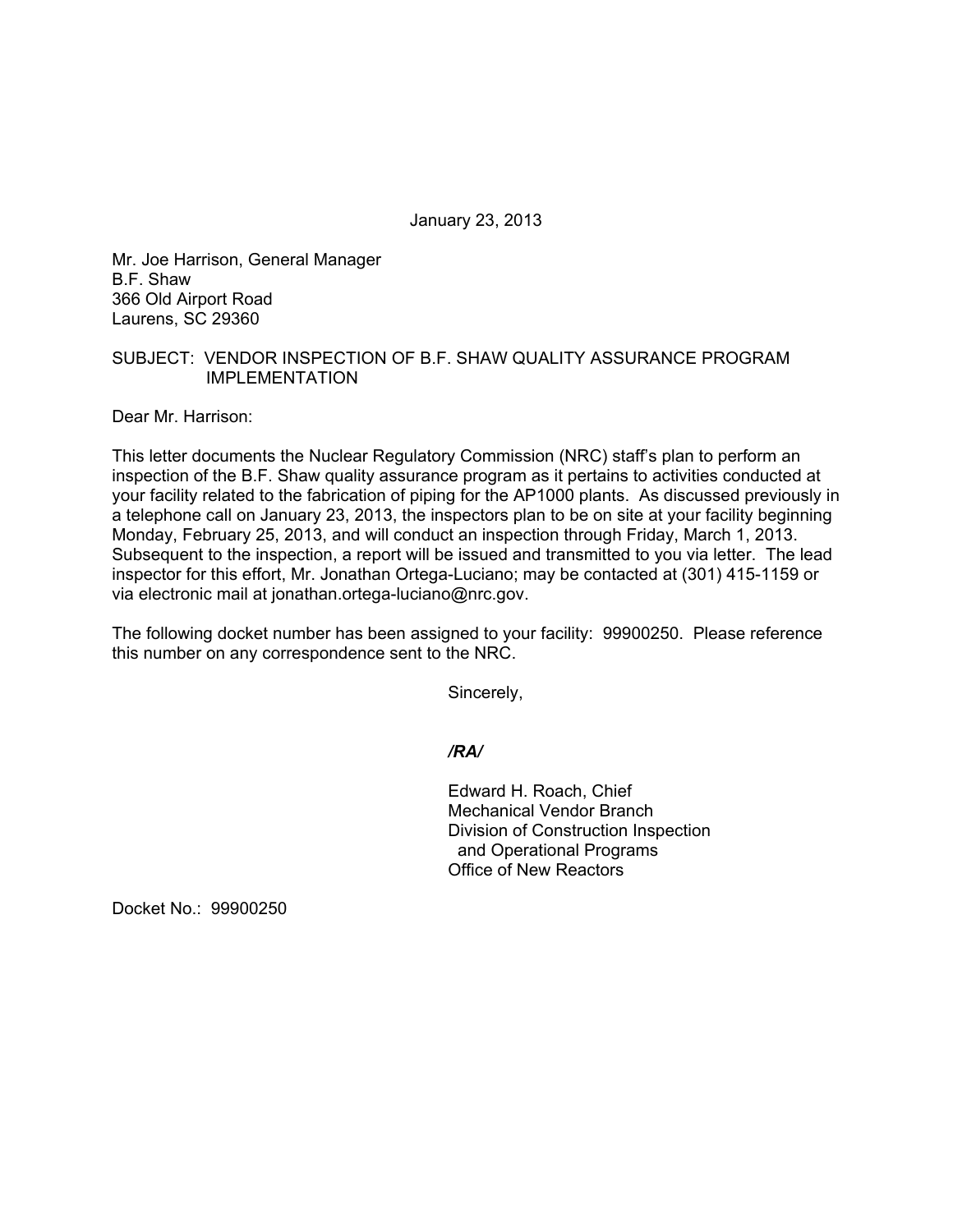January 23, 2013

Mr. Joe Harrison, General Manager  
B.F. Shaw  
366 Old Airport Road  
Laurens, SC 29360

SUBJECT: VENDOR INSPECTION OF B.F. SHAW QUALITY ASSURANCE PROGRAM IMPLEMENTATION

Dear Mr. Harrison:

This letter documents the Nuclear Regulatory Commission (NRC) staff's plan to perform an inspection of the B.F. Shaw quality assurance program as it pertains to activities conducted at your facility related to the fabrication of piping for the AP1000 plants. As discussed previously in a telephone call on January 23, 2013, the inspectors plan to be on site at your facility beginning Monday, February 25, 2013, and will conduct an inspection through Friday, March 1, 2013. Subsequent to the inspection, a report will be issued and transmitted to you via letter. The lead inspector for this effort, Mr. Jonathan Ortega-Luciano; may be contacted at (301) 415-1159 or via electronic mail at jonathan.ortega-luciano@nrc.gov.

The following docket number has been assigned to your facility: 99900250. Please reference this number on any correspondence sent to the NRC.

Sincerely,

*/RA/*

Edward H. Roach, Chief  
Mechanical Vendor Branch  
Division of Construction Inspection and Operational Programs  
Office of New Reactors

Docket No.: 99900250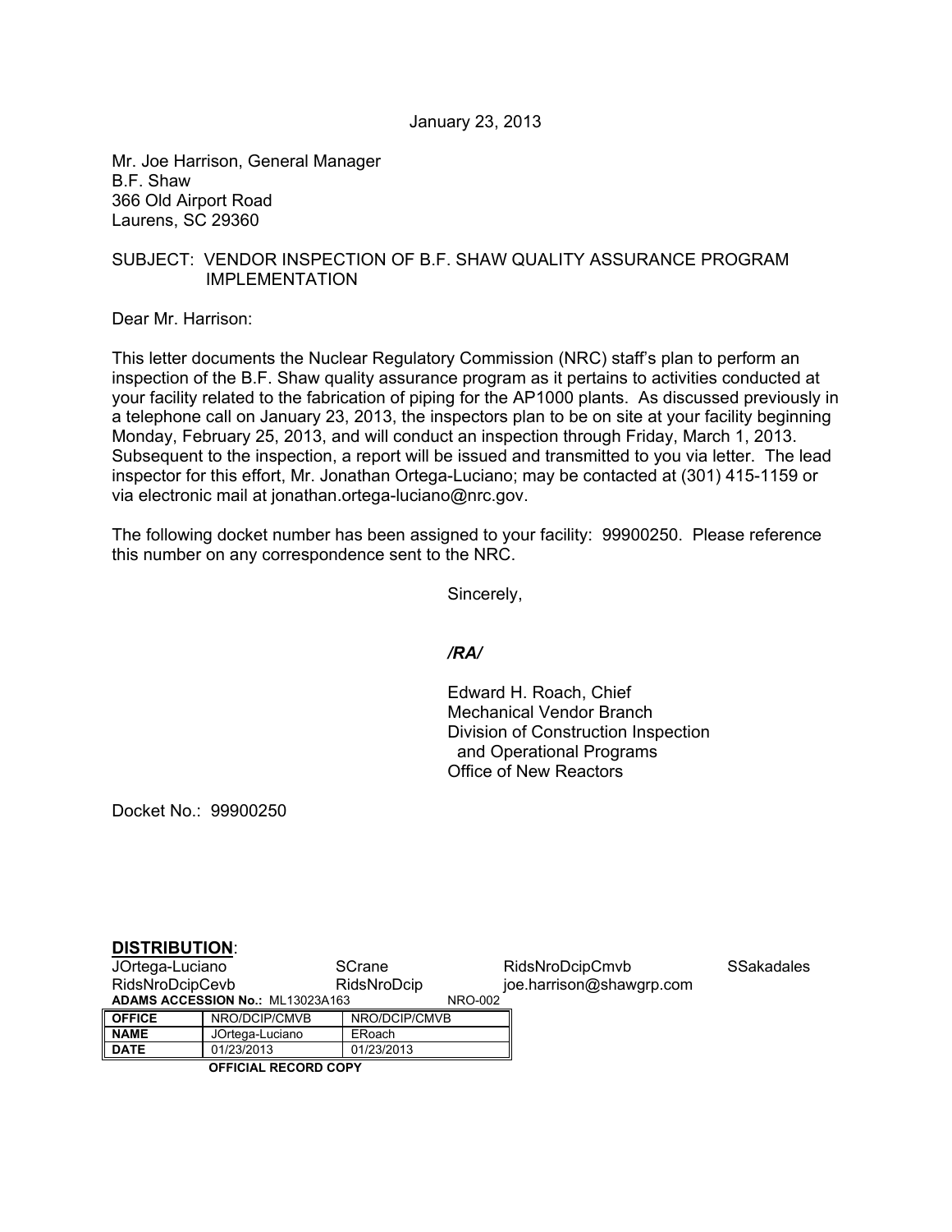January 23, 2013

Mr. Joe Harrison, General Manager
B.F. Shaw
366 Old Airport Road
Laurens, SC 29360

SUBJECT: VENDOR INSPECTION OF B.F. SHAW QUALITY ASSURANCE PROGRAM IMPLEMENTATION

Dear Mr. Harrison:

This letter documents the Nuclear Regulatory Commission (NRC) staff's plan to perform an inspection of the B.F. Shaw quality assurance program as it pertains to activities conducted at your facility related to the fabrication of piping for the AP1000 plants. As discussed previously in a telephone call on January 23, 2013, the inspectors plan to be on site at your facility beginning Monday, February 25, 2013, and will conduct an inspection through Friday, March 1, 2013. Subsequent to the inspection, a report will be issued and transmitted to you via letter. The lead inspector for this effort, Mr. Jonathan Ortega-Luciano; may be contacted at (301) 415-1159 or via electronic mail at jonathan.ortega-luciano@nrc.gov.

The following docket number has been assigned to your facility: 99900250. Please reference this number on any correspondence sent to the NRC.

Sincerely,

*/RA/*

Edward H. Roach, Chief
Mechanical Vendor Branch
Division of Construction Inspection
and Operational Programs
Office of New Reactors

Docket No.: 99900250

**DISTRIBUTION**:

JOrtega-Luciano SCrane RidsNroDcipCmvb SSakadales
RidsNroDcipCevb RidsNroDcip joe.harrison@shawgrp.com

**ADAMS ACCESSION No.:** ML13023A163 NRO-002

| | | |
|---|---|---|
| **OFFICE** | NRO/DCIP/CMVB | NRO/DCIP/CMVB |
| **NAME** | JOrtega-Luciano | ERoach |
| **DATE** | 01/23/2013 | 01/23/2013 |

**OFFICIAL RECORD COPY**